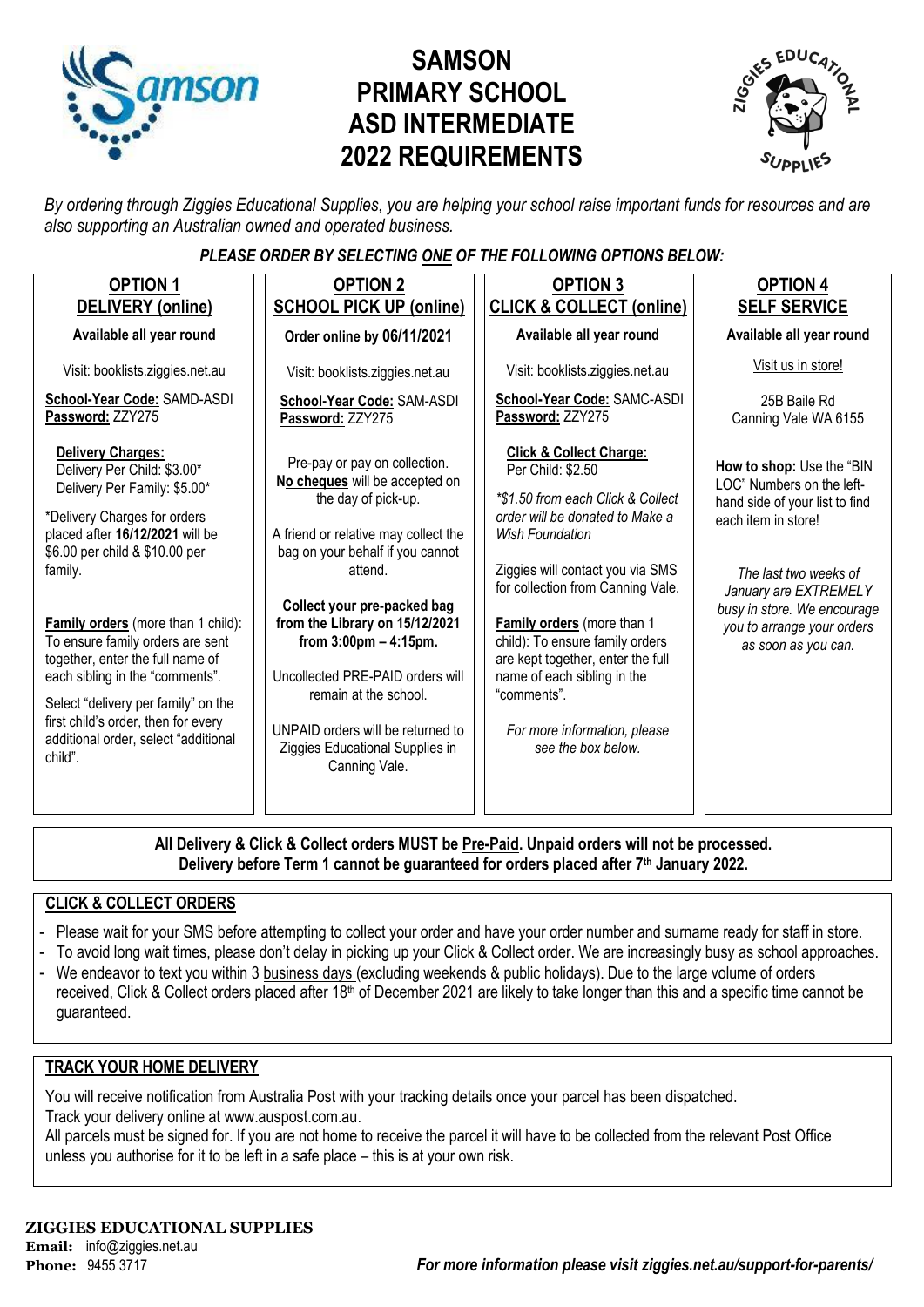# SAMSON PRIMARY SCHOOL ASD INTERMEDIATE 2022 REQUIREMENTS

*By ordering through Ziggies Educational Supplies, you are helping your school raise important funds for resources and are also supporting an Australian owned and operated business.*

***PLEASE ORDER BY SELECTING ONE OF THE FOLLOWING OPTIONS BELOW:***

## OPTION 1 – DELIVERY (online)

**Available all year round**

Visit: booklists.ziggies.net.au

**School-Year Code:** SAMD-ASDI
**Password:** ZZY275

**Delivery Charges:**
Delivery Per Child: $3.00*
Delivery Per Family: $5.00*

*Delivery Charges for orders placed after **16/12/2021** will be $6.00 per child & $10.00 per family.

**Family orders** (more than 1 child): To ensure family orders are sent together, enter the full name of each sibling in the "comments".

Select "delivery per family" on the first child's order, then for every additional order, select "additional child".

## OPTION 2 – SCHOOL PICK UP (online)

**Order online by 06/11/2021**

Visit: booklists.ziggies.net.au

**School-Year Code:** SAM-ASDI
**Password:** ZZY275

Pre-pay or pay on collection.
**No cheques** will be accepted on the day of pick-up.

A friend or relative may collect the bag on your behalf if you cannot attend.

**Collect your pre-packed bag from the Library on 15/12/2021 from 3:00pm – 4:15pm.**

Uncollected PRE-PAID orders will remain at the school.

UNPAID orders will be returned to Ziggies Educational Supplies in Canning Vale.

## OPTION 3 – CLICK & COLLECT (online)

**Available all year round**

Visit: booklists.ziggies.net.au

**School-Year Code:** SAMC-ASDI
**Password:** ZZY275

**Click & Collect Charge:**
Per Child: $2.50

*\*$1.50 from each Click & Collect order will be donated to Make a Wish Foundation*

Ziggies will contact you via SMS for collection from Canning Vale.

**Family orders** (more than 1 child): To ensure family orders are kept together, enter the full name of each sibling in the "comments".

*For more information, please see the box below.*

## OPTION 4 – SELF SERVICE

**Available all year round**

Visit us in store!

25B Baile Rd
Canning Vale WA 6155

**How to shop:** Use the "BIN LOC" Numbers on the left-hand side of your list to find each item in store!

*The last two weeks of January are EXTREMELY busy in store. We encourage you to arrange your orders as soon as you can.*

---

**All Delivery & Click & Collect orders MUST be Pre-Paid. Unpaid orders will not be processed.**
**Delivery before Term 1 cannot be guaranteed for orders placed after 7th January 2022.**

## CLICK & COLLECT ORDERS

- Please wait for your SMS before attempting to collect your order and have your order number and surname ready for staff in store.
- To avoid long wait times, please don't delay in picking up your Click & Collect order. We are increasingly busy as school approaches.
- We endeavor to text you within 3 business days (excluding weekends & public holidays). Due to the large volume of orders received, Click & Collect orders placed after 18th of December 2021 are likely to take longer than this and a specific time cannot be guaranteed.

## TRACK YOUR HOME DELIVERY

You will receive notification from Australia Post with your tracking details once your parcel has been dispatched.
Track your delivery online at www.auspost.com.au.
All parcels must be signed for. If you are not home to receive the parcel it will have to be collected from the relevant Post Office unless you authorise for it to be left in a safe place – this is at your own risk.

**ZIGGIES EDUCATIONAL SUPPLIES**
**Email:** info@ziggies.net.au
**Phone:** 9455 3717

***For more information please visit ziggies.net.au/support-for-parents/***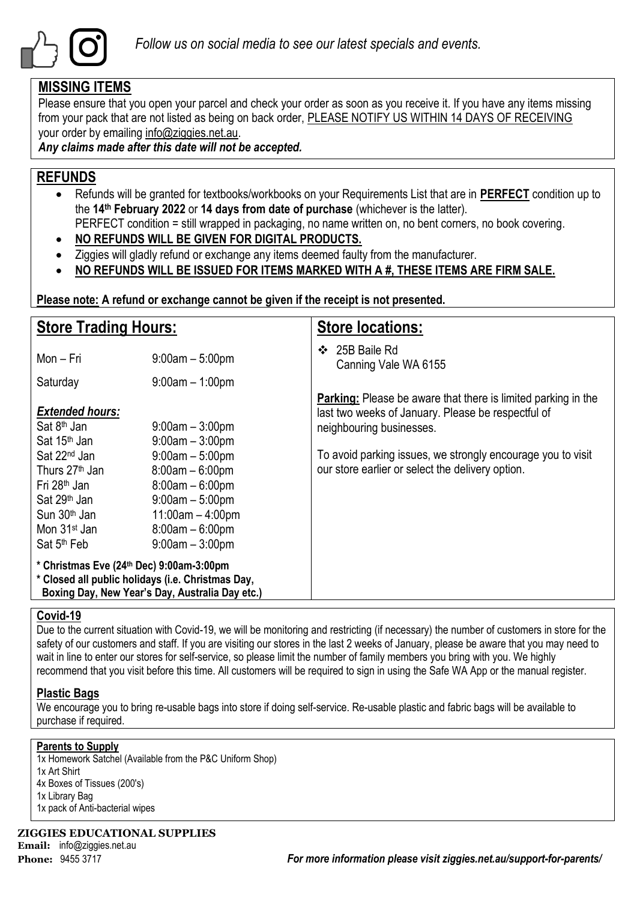*Follow us on social media to see our latest specials and events.*

## MISSING ITEMS

Please ensure that you open your parcel and check your order as soon as you receive it. If you have any items missing from your pack that are not listed as being on back order, PLEASE NOTIFY US WITHIN 14 DAYS OF RECEIVING your order by emailing info@ziggies.net.au.

***Any claims made after this date will not be accepted.***

## REFUNDS

- Refunds will be granted for textbooks/workbooks on your Requirements List that are in **PERFECT** condition up to the **14th February 2022** or **14 days from date of purchase** (whichever is the latter). PERFECT condition = still wrapped in packaging, no name written on, no bent corners, no book covering.
- **NO REFUNDS WILL BE GIVEN FOR DIGITAL PRODUCTS.**
- Ziggies will gladly refund or exchange any items deemed faulty from the manufacturer.
- **NO REFUNDS WILL BE ISSUED FOR ITEMS MARKED WITH A #, THESE ITEMS ARE FIRM SALE.**

**Please note: A refund or exchange cannot be given if the receipt is not presented.**

## Store Trading Hours:

| | |
|---|---|
| Mon – Fri | 9:00am – 5:00pm |
| Saturday | 9:00am – 1:00pm |

***Extended hours:***

| | |
|---|---|
| Sat 8th Jan | 9:00am – 3:00pm |
| Sat 15th Jan | 9:00am – 3:00pm |
| Sat 22nd Jan | 9:00am – 5:00pm |
| Thurs 27th Jan | 8:00am – 6:00pm |
| Fri 28th Jan | 8:00am – 6:00pm |
| Sat 29th Jan | 9:00am – 5:00pm |
| Sun 30th Jan | 11:00am – 4:00pm |
| Mon 31st Jan | 8:00am – 6:00pm |
| Sat 5th Feb | 9:00am – 3:00pm |

**\* Christmas Eve (24th Dec) 9:00am-3:00pm**
**\* Closed all public holidays (i.e. Christmas Day, Boxing Day, New Year's Day, Australia Day etc.)**

## Store locations:

- 25B Baile Rd
  Canning Vale WA 6155

**Parking:** Please be aware that there is limited parking in the last two weeks of January. Please be respectful of neighbouring businesses.

To avoid parking issues, we strongly encourage you to visit our store earlier or select the delivery option.

## Covid-19

Due to the current situation with Covid-19, we will be monitoring and restricting (if necessary) the number of customers in store for the safety of our customers and staff. If you are visiting our stores in the last 2 weeks of January, please be aware that you may need to wait in line to enter our stores for self-service, so please limit the number of family members you bring with you. We highly recommend that you visit before this time. All customers will be required to sign in using the Safe WA App or the manual register.

## Plastic Bags

We encourage you to bring re-usable bags into store if doing self-service. Re-usable plastic and fabric bags will be available to purchase if required.

### Parents to Supply

1x Homework Satchel (Available from the P&C Uniform Shop)
1x Art Shirt
4x Boxes of Tissues (200's)
1x Library Bag
1x pack of Anti-bacterial wipes

**ZIGGIES EDUCATIONAL SUPPLIES**
**Email:** info@ziggies.net.au
**Phone:** 9455 3717

***For more information please visit ziggies.net.au/support-for-parents/***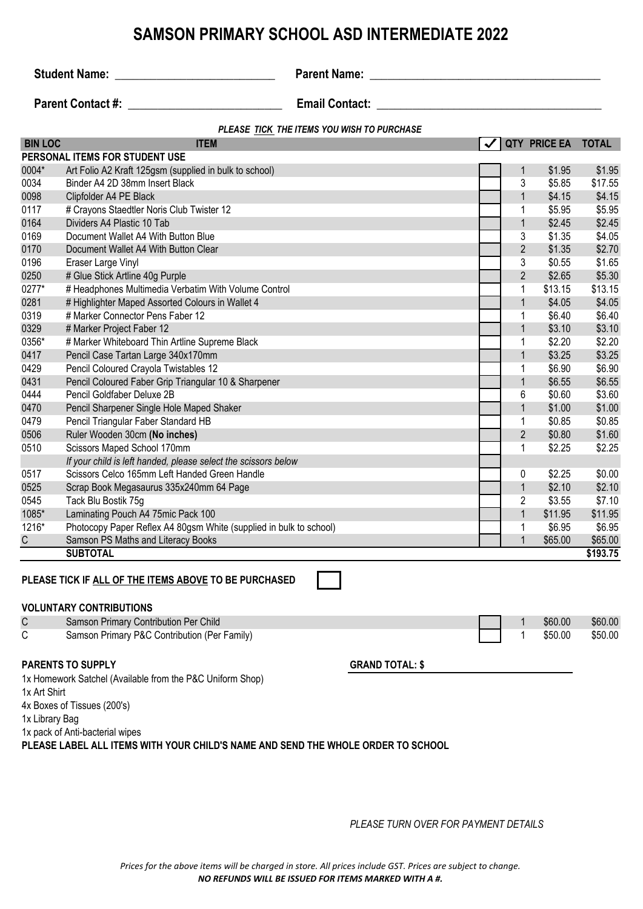# SAMSON PRIMARY SCHOOL ASD INTERMEDIATE 2022

**Student Name:** ___________________________ **Parent Name:** ________________________________________

**Parent Contact #:** _________________________ **Email Contact:** _____________________________________

***PLEASE TICK THE ITEMS YOU WISH TO PURCHASE***

| BIN LOC | ITEM | ✓ | QTY | PRICE EA | TOTAL |
|---|---|---|---|---|---|
| **PERSONAL ITEMS FOR STUDENT USE** | | | | | |
| 0004* | Art Folio A2 Kraft 125gsm (supplied in bulk to school) | | 1 | $1.95 | $1.95 |
| 0034 | Binder A4 2D 38mm Insert Black | | 3 | $5.85 | $17.55 |
| 0098 | Clipfolder A4 PE Black | | 1 | $4.15 | $4.15 |
| 0117 | # Crayons Staedtler Noris Club Twister 12 | | 1 | $5.95 | $5.95 |
| 0164 | Dividers A4 Plastic 10 Tab | | 1 | $2.45 | $2.45 |
| 0169 | Document Wallet A4 With Button Blue | | 3 | $1.35 | $4.05 |
| 0170 | Document Wallet A4 With Button Clear | | 2 | $1.35 | $2.70 |
| 0196 | Eraser Large Vinyl | | 3 | $0.55 | $1.65 |
| 0250 | # Glue Stick Artline 40g Purple | | 2 | $2.65 | $5.30 |
| 0277* | # Headphones Multimedia Verbatim With Volume Control | | 1 | $13.15 | $13.15 |
| 0281 | # Highlighter Maped Assorted Colours in Wallet 4 | | 1 | $4.05 | $4.05 |
| 0319 | # Marker Connector Pens Faber 12 | | 1 | $6.40 | $6.40 |
| 0329 | # Marker Project Faber 12 | | 1 | $3.10 | $3.10 |
| 0356* | # Marker Whiteboard Thin Artline Supreme Black | | 1 | $2.20 | $2.20 |
| 0417 | Pencil Case Tartan Large 340x170mm | | 1 | $3.25 | $3.25 |
| 0429 | Pencil Coloured Crayola Twistables 12 | | 1 | $6.90 | $6.90 |
| 0431 | Pencil Coloured Faber Grip Triangular 10 & Sharpener | | 1 | $6.55 | $6.55 |
| 0444 | Pencil Goldfaber Deluxe 2B | | 6 | $0.60 | $3.60 |
| 0470 | Pencil Sharpener Single Hole Maped Shaker | | 1 | $1.00 | $1.00 |
| 0479 | Pencil Triangular Faber Standard HB | | 1 | $0.85 | $0.85 |
| 0506 | Ruler Wooden 30cm **(No inches)** | | 2 | $0.80 | $1.60 |
| 0510 | Scissors Maped School 170mm | | 1 | $2.25 | $2.25 |
| | *If your child is left handed, please select the scissors below* | | | | |
| 0517 | Scissors Celco 165mm Left Handed Green Handle | | 0 | $2.25 | $0.00 |
| 0525 | Scrap Book Megasaurus 335x240mm 64 Page | | 1 | $2.10 | $2.10 |
| 0545 | Tack Blu Bostik 75g | | 2 | $3.55 | $7.10 |
| 1085* | Laminating Pouch A4 75mic Pack 100 | | 1 | $11.95 | $11.95 |
| 1216* | Photocopy Paper Reflex A4 80gsm White (supplied in bulk to school) | | 1 | $6.95 | $6.95 |
| C | Samson PS Maths and Literacy Books | | 1 | $65.00 | $65.00 |
| | **SUBTOTAL** | | | | **$193.75** |

**PLEASE TICK IF ALL OF THE ITEMS ABOVE TO BE PURCHASED** ☐

**VOLUNTARY CONTRIBUTIONS**

| | | | | | |
|---|---|---|---|---|---|
| C | Samson Primary Contribution Per Child | | 1 | $60.00 | $60.00 |
| C | Samson Primary P&C Contribution (Per Family) | | 1 | $50.00 | $50.00 |

**PARENTS TO SUPPLY** **GRAND TOTAL: $** ______________________

1x Homework Satchel (Available from the P&C Uniform Shop)
1x Art Shirt
4x Boxes of Tissues (200's)
1x Library Bag
1x pack of Anti-bacterial wipes

**PLEASE LABEL ALL ITEMS WITH YOUR CHILD'S NAME AND SEND THE WHOLE ORDER TO SCHOOL**

*PLEASE TURN OVER FOR PAYMENT DETAILS*

*Prices for the above items will be charged in store. All prices include GST. Prices are subject to change.*
***NO REFUNDS WILL BE ISSUED FOR ITEMS MARKED WITH A #.***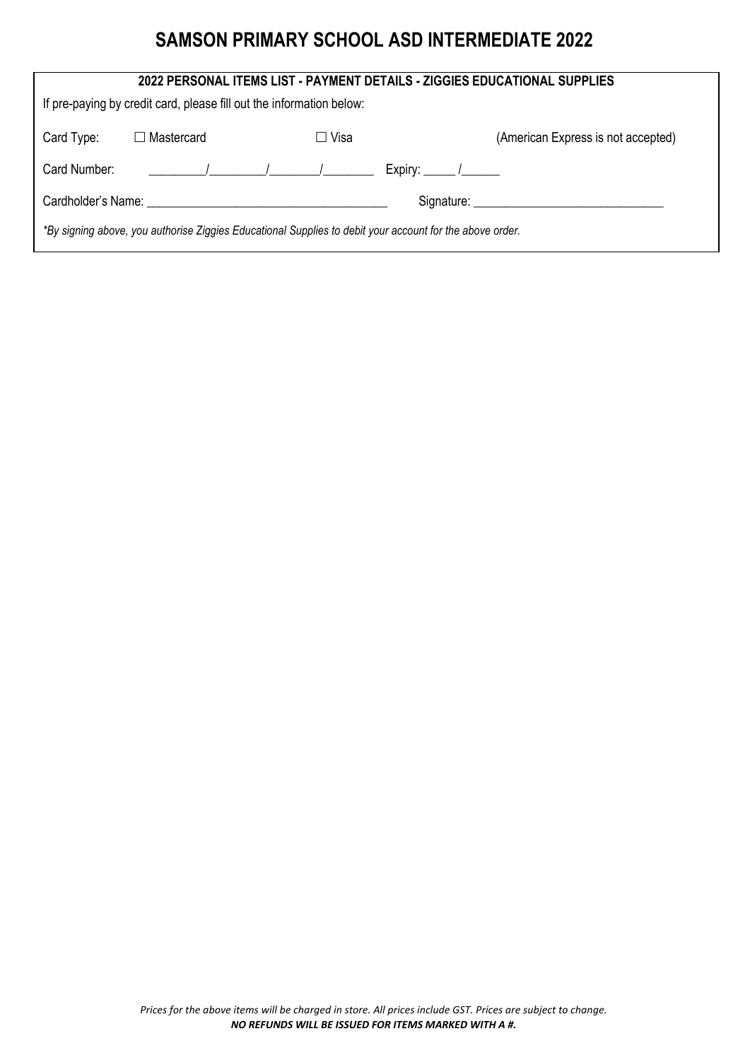# SAMSON PRIMARY SCHOOL ASD INTERMEDIATE 2022

**2022 PERSONAL ITEMS LIST - PAYMENT DETAILS - ZIGGIES EDUCATIONAL SUPPLIES**

If pre-paying by credit card, please fill out the information below:

Card Type: ☐ Mastercard ☐ Visa (American Express is not accepted)

Card Number: _________/_________/________/________ Expiry: _____ /______

Cardholder's Name: ______________________________________ Signature: ______________________________

*\*By signing above, you authorise Ziggies Educational Supplies to debit your account for the above order.*

*Prices for the above items will be charged in store. All prices include GST. Prices are subject to change.*

***NO REFUNDS WILL BE ISSUED FOR ITEMS MARKED WITH A #.***